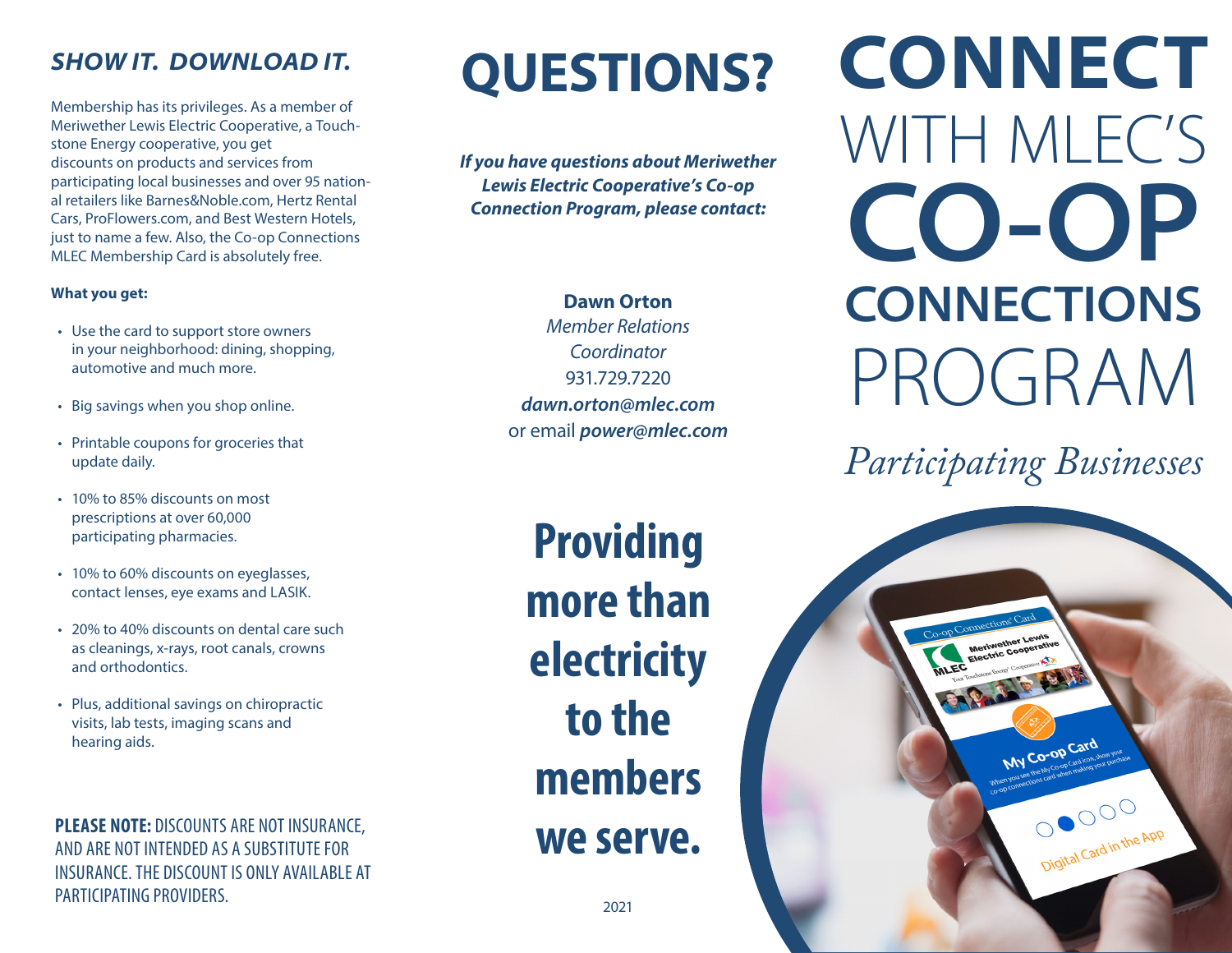## *SHOW IT. DOWNLOAD IT.*

Membership has its privileges. As a member of Meriwether Lewis Electric Cooperative, a Touchstone Energy cooperative, you get discounts on products and services from participating local businesses and over 95 national retailers like Barnes&Noble.com, Hertz Rental Cars, ProFlowers.com, and Best Western Hotels, just to name a few. Also, the Co-op Connections MLEC Membership Card is absolutely free.

**What you get:**

- Use the card to support store owners in your neighborhood: dining, shopping, automotive and much more.
- Big savings when you shop online.
- Printable coupons for groceries that update daily.
- 10% to 85% discounts on most prescriptions at over 60,000 participating pharmacies.
- 10% to 60% discounts on eyeglasses, contact lenses, eye exams and LASIK.
- 20% to 40% discounts on dental care such as cleanings, x-rays, root canals, crowns and orthodontics.
- Plus, additional savings on chiropractic visits, lab tests, imaging scans and hearing aids.

**PLEASE NOTE:** DISCOUNTS ARE NOT INSURANCE, AND ARE NOT INTENDED AS A SUBSTITUTE FOR INSURANCE. THE DISCOUNT IS ONLY AVAILABLE AT PARTICIPATING PROVIDERS.

# QUESTIONS?

***If you have questions about Meriwether Lewis Electric Cooperative's Co-op Connection Program, please contact:***

**Dawn Orton**
*Member Relations Coordinator*
931.729.7220
***dawn.orton@mlec.com***
or email ***power@mlec.com***

## Providing more than electricity to the members we serve.

2021

# CONNECT WITH MLEC'S CO-OP CONNECTIONS PROGRAM

*Participating Businesses*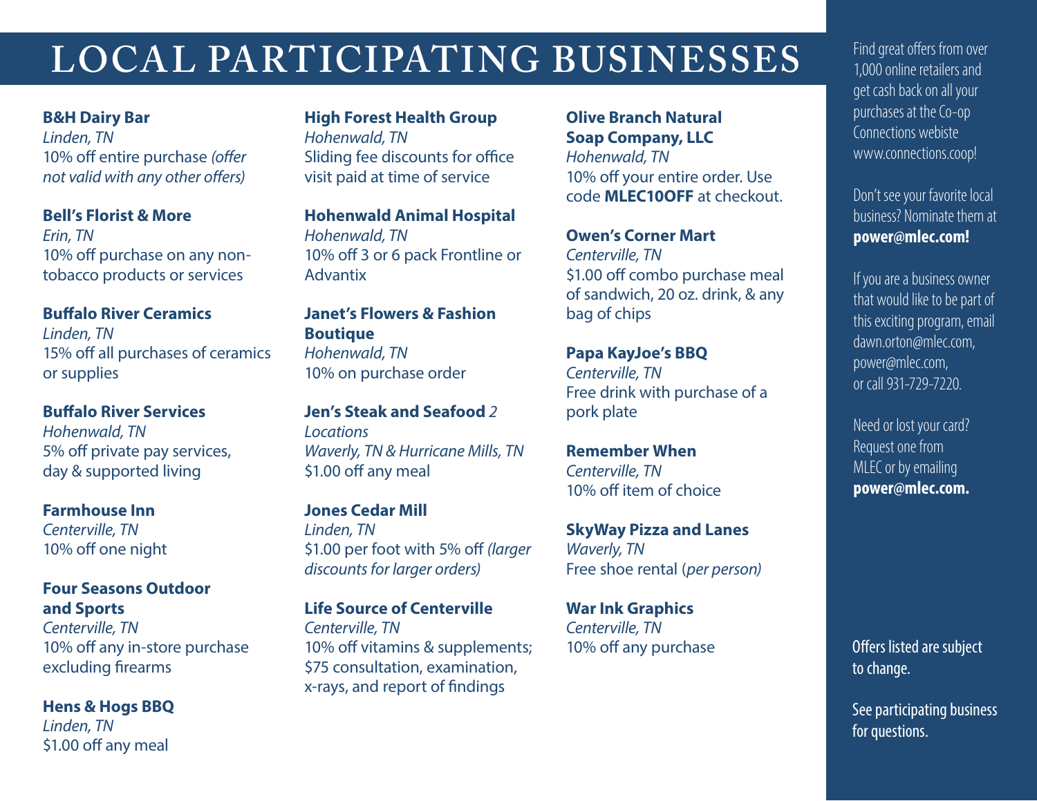# LOCAL PARTICIPATING BUSINESSES

**B&H Dairy Bar**
*Linden, TN*
10% off entire purchase *(offer not valid with any other offers)*

**Bell's Florist & More**
*Erin, TN*
10% off purchase on any non-tobacco products or services

**Buffalo River Ceramics**
*Linden, TN*
15% off all purchases of ceramics or supplies

**Buffalo River Services**
*Hohenwald, TN*
5% off private pay services, day & supported living

**Farmhouse Inn**
*Centerville, TN*
10% off one night

**Four Seasons Outdoor and Sports**
*Centerville, TN*
10% off any in-store purchase excluding firearms

**Hens & Hogs BBQ**
*Linden, TN*
$1.00 off any meal

**High Forest Health Group**
*Hohenwald, TN*
Sliding fee discounts for office visit paid at time of service

**Hohenwald Animal Hospital**
*Hohenwald, TN*
10% off 3 or 6 pack Frontline or Advantix

**Janet's Flowers & Fashion Boutique**
*Hohenwald, TN*
10% on purchase order

**Jen's Steak and Seafood** *2 Locations*
*Waverly, TN & Hurricane Mills, TN*
$1.00 off any meal

**Jones Cedar Mill**
*Linden, TN*
$1.00 per foot with 5% off *(larger discounts for larger orders)*

**Life Source of Centerville**
*Centerville, TN*
10% off vitamins & supplements; $75 consultation, examination, x-rays, and report of findings

**Olive Branch Natural Soap Company, LLC**
*Hohenwald, TN*
10% off your entire order. Use code **MLEC10OFF** at checkout.

**Owen's Corner Mart**
*Centerville, TN*
$1.00 off combo purchase meal of sandwich, 20 oz. drink, & any bag of chips

**Papa KayJoe's BBQ**
*Centerville, TN*
Free drink with purchase of a pork plate

**Remember When**
*Centerville, TN*
10% off item of choice

**SkyWay Pizza and Lanes**
*Waverly, TN*
Free shoe rental (*per person)*

**War Ink Graphics**
*Centerville, TN*
10% off any purchase

Find great offers from over 1,000 online retailers and get cash back on all your purchases at the Co-op Connections webiste www.connections.coop!

Don't see your favorite local business? Nominate them at **power@mlec.com!**

If you are a business owner that would like to be part of this exciting program, email dawn.orton@mlec.com, power@mlec.com, or call 931-729-7220.

Need or lost your card? Request one from MLEC or by emailing **power@mlec.com.**

Offers listed are subject to change.

See participating business for questions.